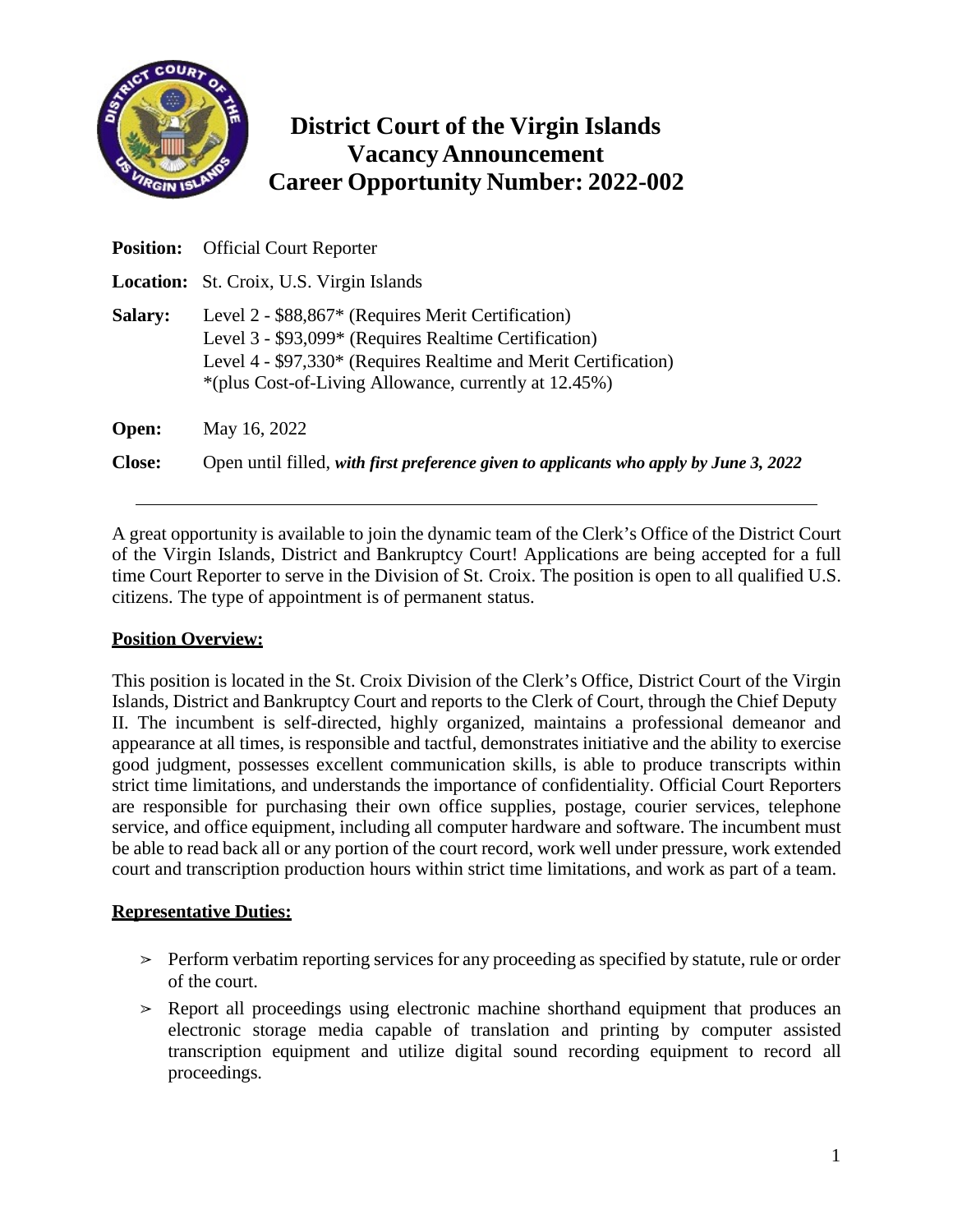# District Court of the Virgin Islands
## Vacancy Announcement
## Career Opportunity Number: 2022-002

**Position:** Official Court Reporter

**Location:** St. Croix, U.S. Virgin Islands

**Salary:** Level 2 - $88,867* (Requires Merit Certification)
Level 3 - $93,099* (Requires Realtime Certification)
Level 4 - $97,330* (Requires Realtime and Merit Certification)
*(plus Cost-of-Living Allowance, currently at 12.45%)

**Open:** May 16, 2022

**Close:** Open until filled, ***with first preference given to applicants who apply by June 3, 2022***

---

A great opportunity is available to join the dynamic team of the Clerk's Office of the District Court of the Virgin Islands, District and Bankruptcy Court! Applications are being accepted for a full time Court Reporter to serve in the Division of St. Croix. The position is open to all qualified U.S. citizens. The type of appointment is of permanent status.

**Position Overview:**

This position is located in the St. Croix Division of the Clerk's Office, District Court of the Virgin Islands, District and Bankruptcy Court and reports to the Clerk of Court, through the Chief Deputy II. The incumbent is self-directed, highly organized, maintains a professional demeanor and appearance at all times, is responsible and tactful, demonstrates initiative and the ability to exercise good judgment, possesses excellent communication skills, is able to produce transcripts within strict time limitations, and understands the importance of confidentiality. Official Court Reporters are responsible for purchasing their own office supplies, postage, courier services, telephone service, and office equipment, including all computer hardware and software. The incumbent must be able to read back all or any portion of the court record, work well under pressure, work extended court and transcription production hours within strict time limitations, and work as part of a team.

**Representative Duties:**

- Perform verbatim reporting services for any proceeding as specified by statute, rule or order of the court.
- Report all proceedings using electronic machine shorthand equipment that produces an electronic storage media capable of translation and printing by computer assisted transcription equipment and utilize digital sound recording equipment to record all proceedings.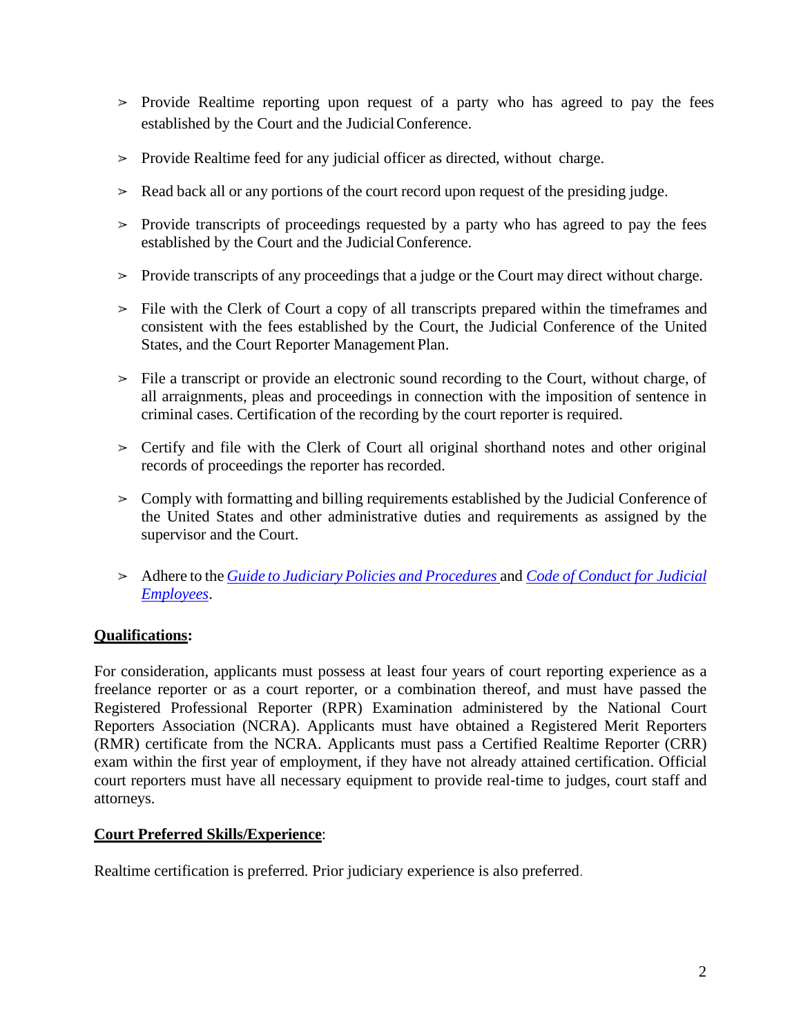- Provide Realtime reporting upon request of a party who has agreed to pay the fees established by the Court and the Judicial Conference.

- Provide Realtime feed for any judicial officer as directed, without charge.

- Read back all or any portions of the court record upon request of the presiding judge.

- Provide transcripts of proceedings requested by a party who has agreed to pay the fees established by the Court and the Judicial Conference.

- Provide transcripts of any proceedings that a judge or the Court may direct without charge.

- File with the Clerk of Court a copy of all transcripts prepared within the timeframes and consistent with the fees established by the Court, the Judicial Conference of the United States, and the Court Reporter Management Plan.

- File a transcript or provide an electronic sound recording to the Court, without charge, of all arraignments, pleas and proceedings in connection with the imposition of sentence in criminal cases. Certification of the recording by the court reporter is required.

- Certify and file with the Clerk of Court all original shorthand notes and other original records of proceedings the reporter has recorded.

- Comply with formatting and billing requirements established by the Judicial Conference of the United States and other administrative duties and requirements as assigned by the supervisor and the Court.

- Adhere to the *Guide to Judiciary Policies and Procedures* and *Code of Conduct for Judicial Employees*.

**Qualifications:**

For consideration, applicants must possess at least four years of court reporting experience as a freelance reporter or as a court reporter, or a combination thereof, and must have passed the Registered Professional Reporter (RPR) Examination administered by the National Court Reporters Association (NCRA). Applicants must have obtained a Registered Merit Reporters (RMR) certificate from the NCRA. Applicants must pass a Certified Realtime Reporter (CRR) exam within the first year of employment, if they have not already attained certification. Official court reporters must have all necessary equipment to provide real-time to judges, court staff and attorneys.

**Court Preferred Skills/Experience**:

Realtime certification is preferred. Prior judiciary experience is also preferred.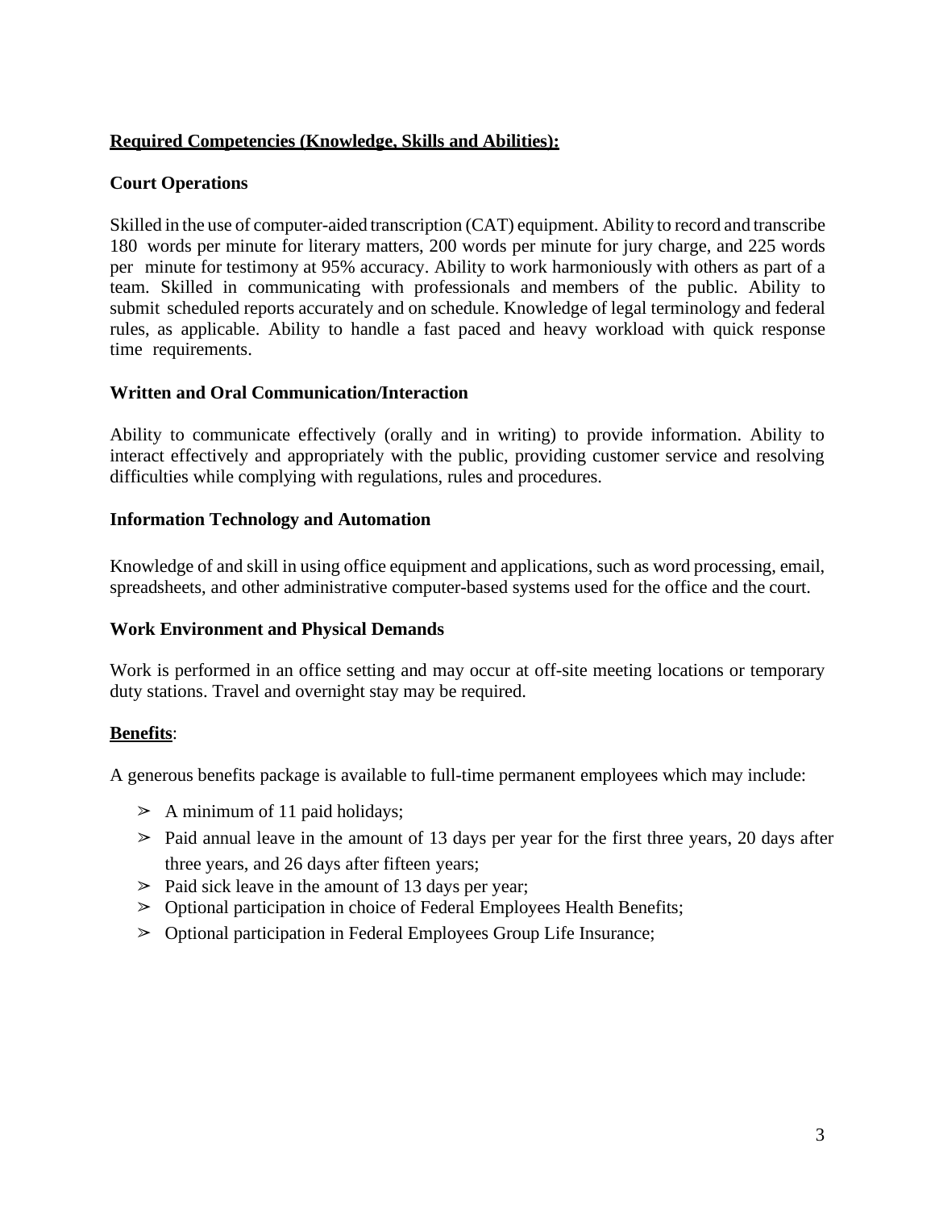**<u>Required Competencies (Knowledge, Skills and Abilities):</u>**

**Court Operations**

Skilled in the use of computer-aided transcription (CAT) equipment. Ability to record and transcribe 180 words per minute for literary matters, 200 words per minute for jury charge, and 225 words per minute for testimony at 95% accuracy. Ability to work harmoniously with others as part of a team. Skilled in communicating with professionals and members of the public. Ability to submit scheduled reports accurately and on schedule. Knowledge of legal terminology and federal rules, as applicable. Ability to handle a fast paced and heavy workload with quick response time requirements.

**Written and Oral Communication/Interaction**

Ability to communicate effectively (orally and in writing) to provide information. Ability to interact effectively and appropriately with the public, providing customer service and resolving difficulties while complying with regulations, rules and procedures.

**Information Technology and Automation**

Knowledge of and skill in using office equipment and applications, such as word processing, email, spreadsheets, and other administrative computer-based systems used for the office and the court.

**Work Environment and Physical Demands**

Work is performed in an office setting and may occur at off-site meeting locations or temporary duty stations. Travel and overnight stay may be required.

**<u>Benefits</u>**:

A generous benefits package is available to full-time permanent employees which may include:

- A minimum of 11 paid holidays;
- Paid annual leave in the amount of 13 days per year for the first three years, 20 days after three years, and 26 days after fifteen years;
- Paid sick leave in the amount of 13 days per year;
- Optional participation in choice of Federal Employees Health Benefits;
- Optional participation in Federal Employees Group Life Insurance;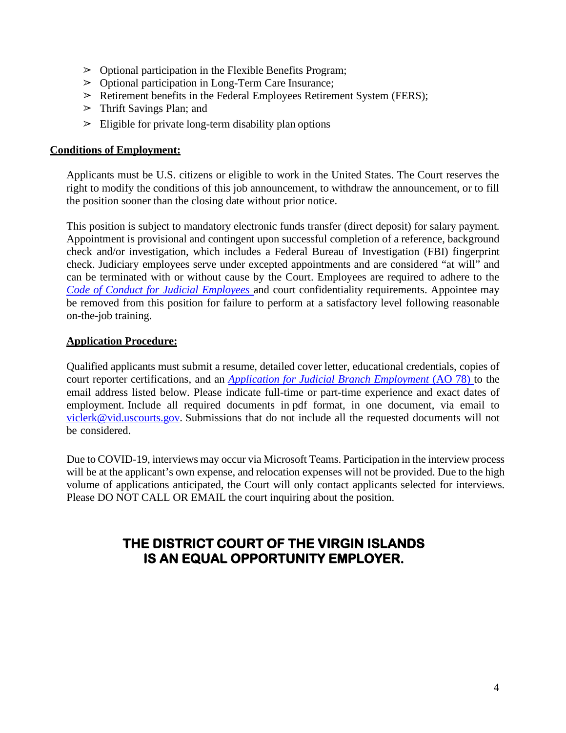- Optional participation in the Flexible Benefits Program;
- Optional participation in Long-Term Care Insurance;
- Retirement benefits in the Federal Employees Retirement System (FERS);
- Thrift Savings Plan; and
- Eligible for private long-term disability plan options

**Conditions of Employment:**

Applicants must be U.S. citizens or eligible to work in the United States. The Court reserves the right to modify the conditions of this job announcement, to withdraw the announcement, or to fill the position sooner than the closing date without prior notice.

This position is subject to mandatory electronic funds transfer (direct deposit) for salary payment. Appointment is provisional and contingent upon successful completion of a reference, background check and/or investigation, which includes a Federal Bureau of Investigation (FBI) fingerprint check. Judiciary employees serve under excepted appointments and are considered "at will" and can be terminated with or without cause by the Court. Employees are required to adhere to the *Code of Conduct for Judicial Employees* and court confidentiality requirements. Appointee may be removed from this position for failure to perform at a satisfactory level following reasonable on-the-job training.

**Application Procedure:**

Qualified applicants must submit a resume, detailed cover letter, educational credentials, copies of court reporter certifications, and an *Application for Judicial Branch Employment* (AO 78) to the email address listed below. Please indicate full-time or part-time experience and exact dates of employment. Include all required documents in pdf format, in one document, via email to viclerk@vid.uscourts.gov. Submissions that do not include all the requested documents will not be considered.

Due to COVID-19, interviews may occur via Microsoft Teams. Participation in the interview process will be at the applicant's own expense, and relocation expenses will not be provided. Due to the high volume of applications anticipated, the Court will only contact applicants selected for interviews. Please DO NOT CALL OR EMAIL the court inquiring about the position.

**THE DISTRICT COURT OF THE VIRGIN ISLANDS IS AN EQUAL OPPORTUNITY EMPLOYER.**